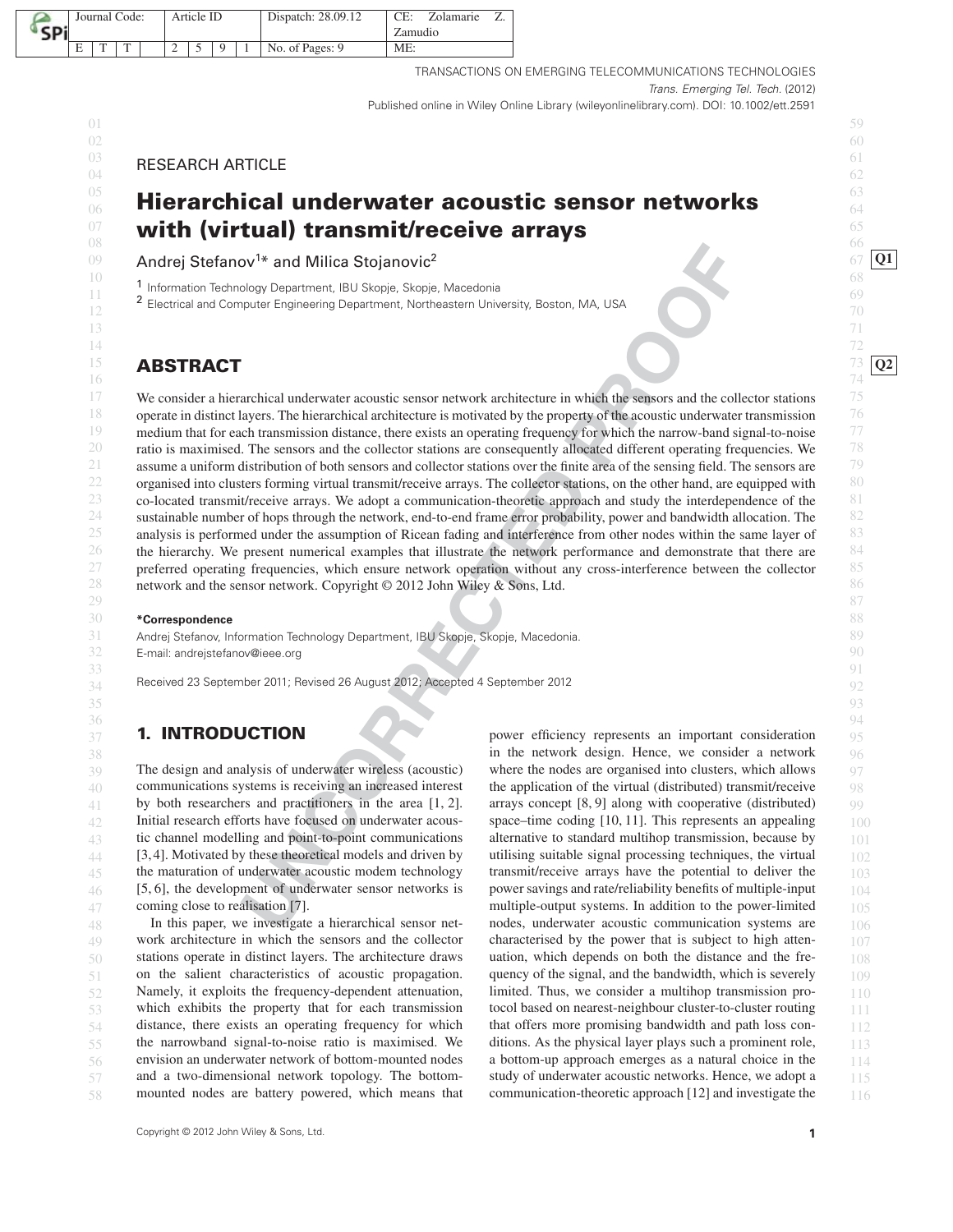RESEARCH ARTICLE

# Hierarchical underwater acoustic sensor networks with (virtual) transmit/receive arrays

Andrej Stefanov[1]* and Milica Stojanovic[2]

[1] Information Technology Department, IBU Skopje, Skopje, Macedonia
[2] Electrical and Computer Engineering Department, Northeastern University, Boston, MA, USA

## ABSTRACT

We consider a hierarchical underwater acoustic sensor network architecture in which the sensors and the collector stations operate in distinct layers. The hierarchical architecture is motivated by the property of the acoustic underwater transmission medium that for each transmission distance, there exists an operating frequency for which the narrow-band signal-to-noise ratio is maximised. The sensors and the collector stations are consequently allocated different operating frequencies. We assume a uniform distribution of both sensors and collector stations over the finite area of the sensing field. The sensors are organised into clusters forming virtual transmit/receive arrays. The collector stations, on the other hand, are equipped with co-located transmit/receive arrays. We adopt a communication-theoretic approach and study the interdependence of the sustainable number of hops through the network, end-to-end frame error probability, power and bandwidth allocation. The analysis is performed under the assumption of Ricean fading and interference from other nodes within the same layer of the hierarchy. We present numerical examples that illustrate the network performance and demonstrate that there are preferred operating frequencies, which ensure network operation without any cross-interference between the collector network and the sensor network. Copyright © 2012 John Wiley & Sons, Ltd.

**\*Correspondence**
Andrej Stefanov, Information Technology Department, IBU Skopje, Skopje, Macedonia.
E-mail: andrejstefanov@ieee.org

Received 23 September 2011; Revised 26 August 2012; Accepted 4 September 2012

## 1. INTRODUCTION

The design and analysis of underwater wireless (acoustic) communications systems is receiving an increased interest by both researchers and practitioners in the area [1, 2]. Initial research efforts have focused on underwater acoustic channel modelling and point-to-point communications [3,4]. Motivated by these theoretical models and driven by the maturation of underwater acoustic modem technology [5, 6], the development of underwater sensor networks is coming close to realisation [7].

In this paper, we investigate a hierarchical sensor network architecture in which the sensors and the collector stations operate in distinct layers. The architecture draws on the salient characteristics of acoustic propagation. Namely, it exploits the frequency-dependent attenuation, which exhibits the property that for each transmission distance, there exists an operating frequency for which the narrowband signal-to-noise ratio is maximised. We envision an underwater network of bottom-mounted nodes and a two-dimensional network topology. The bottom-mounted nodes are battery powered, which means that power efficiency represents an important consideration in the network design. Hence, we consider a network where the nodes are organised into clusters, which allows the application of the virtual (distributed) transmit/receive arrays concept [8, 9] along with cooperative (distributed) space–time coding [10, 11]. This represents an appealing alternative to standard multihop transmission, because by utilising suitable signal processing techniques, the virtual transmit/receive arrays have the potential to deliver the power savings and rate/reliability benefits of multiple-input multiple-output systems. In addition to the power-limited nodes, underwater acoustic communication systems are characterised by the power that is subject to high attenuation, which depends on both the distance and the frequency of the signal, and the bandwidth, which is severely limited. Thus, we consider a multihop transmission protocol based on nearest-neighbour cluster-to-cluster routing that offers more promising bandwidth and path loss conditions. As the physical layer plays such a prominent role, a bottom-up approach emerges as a natural choice in the study of underwater acoustic networks. Hence, we adopt a communication-theoretic approach [12] and investigate the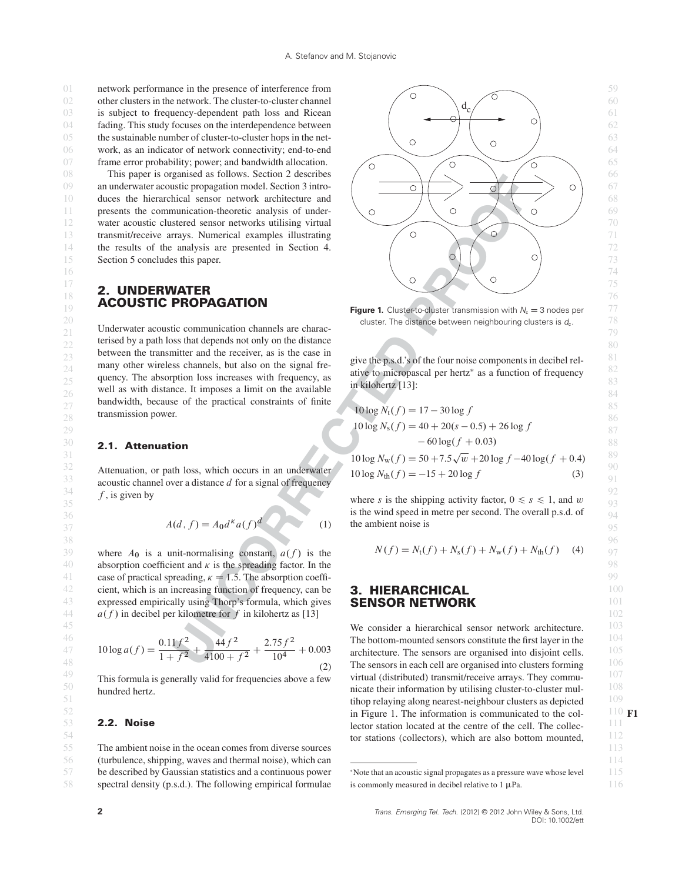network performance in the presence of interference from other clusters in the network. The cluster-to-cluster channel is subject to frequency-dependent path loss and Ricean fading. This study focuses on the interdependence between the sustainable number of cluster-to-cluster hops in the network, as an indicator of network connectivity; end-to-end frame error probability; power; and bandwidth allocation.

This paper is organised as follows. Section 2 describes an underwater acoustic propagation model. Section 3 introduces the hierarchical sensor network architecture and presents the communication-theoretic analysis of underwater acoustic clustered sensor networks utilising virtual transmit/receive arrays. Numerical examples illustrating the results of the analysis are presented in Section 4. Section 5 concludes this paper.

## 2. UNDERWATER ACOUSTIC PROPAGATION

Underwater acoustic communication channels are characterised by a path loss that depends not only on the distance between the transmitter and the receiver, as is the case in many other wireless channels, but also on the signal frequency. The absorption loss increases with frequency, as well as with distance. It imposes a limit on the available bandwidth, because of the practical constraints of finite transmission power.

### 2.1. Attenuation

Attenuation, or path loss, which occurs in an underwater acoustic channel over a distance $d$ for a signal of frequency $f$, is given by

$$A(d, f) = A_0 d^{\kappa} a(f)^d \tag{1}$$

where $A_0$ is a unit-normalising constant, $a(f)$ is the absorption coefficient and $\kappa$ is the spreading factor. In the case of practical spreading, $\kappa = 1.5$. The absorption coefficient, which is an increasing function of frequency, can be expressed empirically using Thorp's formula, which gives $a(f)$ in decibel per kilometre for $f$ in kilohertz as [13]

$$10 \log a(f) = \frac{0.11 f^2}{1 + f^2} + \frac{44 f^2}{4100 + f^2} + \frac{2.75 f^2}{10^4} + 0.003 \tag{2}$$

This formula is generally valid for frequencies above a few hundred hertz.

### 2.2. Noise

The ambient noise in the ocean comes from diverse sources (turbulence, shipping, waves and thermal noise), which can be described by Gaussian statistics and a continuous power spectral density (p.s.d.). The following empirical formulae give the p.s.d.'s of the four noise components in decibel relative to micropascal per hertz* as a function of frequency in kilohertz [13]:

$$\begin{aligned}
10 \log N_t(f) &= 17 - 30 \log f \\
10 \log N_s(f) &= 40 + 20(s - 0.5) + 26 \log f \\
&\quad - 60 \log(f + 0.03) \\
10 \log N_w(f) &= 50 + 7.5\sqrt{w} + 20 \log f - 40 \log(f + 0.4) \\
10 \log N_{th}(f) &= -15 + 20 \log f
\end{aligned} \tag{3}$$

where $s$ is the shipping activity factor, $0 \leqslant s \leqslant 1$, and $w$ is the wind speed in metre per second. The overall p.s.d. of the ambient noise is

$$N(f) = N_t(f) + N_s(f) + N_w(f) + N_{th}(f) \tag{4}$$

Figure 1. Cluster-to-cluster transmission with $N_c = 3$ nodes per cluster. The distance between neighbouring clusters is $d_c$.

## 3. HIERARCHICAL SENSOR NETWORK

We consider a hierarchical sensor network architecture. The bottom-mounted sensors constitute the first layer in the architecture. The sensors are organised into disjoint cells. The sensors in each cell are organised into clusters forming virtual (distributed) transmit/receive arrays. They communicate their information by utilising cluster-to-cluster multihop relaying along nearest-neighbour clusters as depicted in Figure 1. The information is communicated to the collector station located at the centre of the cell. The collector stations (collectors), which are also bottom mounted,

*Note that an acoustic signal propagates as a pressure wave whose level is commonly measured in decibel relative to 1 μPa.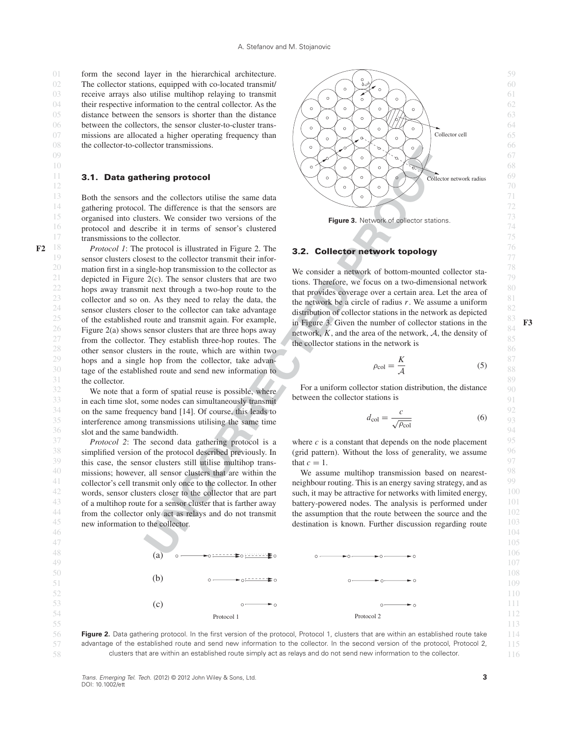form the second layer in the hierarchical architecture. The collector stations, equipped with co-located transmit/receive arrays also utilise multihop relaying to transmit their respective information to the central collector. As the distance between the sensors is shorter than the distance between the collectors, the sensor cluster-to-cluster transmissions are allocated a higher operating frequency than the collector-to-collector transmissions.

### 3.1. Data gathering protocol

Both the sensors and the collectors utilise the same data gathering protocol. The difference is that the sensors are organised into clusters. We consider two versions of the protocol and describe it in terms of sensor's clustered transmissions to the collector.

*Protocol 1*: The protocol is illustrated in Figure 2. The sensor clusters closest to the collector transmit their information first in a single-hop transmission to the collector as depicted in Figure 2(c). The sensor clusters that are two hops away transmit next through a two-hop route to the collector and so on. As they need to relay the data, the sensor clusters closer to the collector can take advantage of the established route and transmit again. For example, Figure 2(a) shows sensor clusters that are three hops away from the collector. They establish three-hop routes. The other sensor clusters in the route, which are within two hops and a single hop from the collector, take advantage of the established route and send new information to the collector.

We note that a form of spatial reuse is possible, where in each time slot, some nodes can simultaneously transmit on the same frequency band [14]. Of course, this leads to interference among transmissions utilising the same time slot and the same bandwidth.

*Protocol 2*: The second data gathering protocol is a simplified version of the protocol described previously. In this case, the sensor clusters still utilise multihop transmissions; however, all sensor clusters that are within the collector's cell transmit only once to the collector. In other words, sensor clusters closer to the collector that are part of a multihop route for a sensor cluster that is farther away from the collector only act as relays and do not transmit new information to the collector.

Figure 2. Data gathering protocol. In the first version of the protocol, Protocol 1, clusters that are within an established route take advantage of the established route and send new information to the collector. In the second version of the protocol, Protocol 2, clusters that are within an established route simply act as relays and do not send new information to the collector.

Figure 3. Network of collector stations.

### 3.2. Collector network topology

We consider a network of bottom-mounted collector stations. Therefore, we focus on a two-dimensional network that provides coverage over a certain area. Let the area of the network be a circle of radius $r$. We assume a uniform distribution of collector stations in the network as depicted in Figure 3. Given the number of collector stations in the network, $K$, and the area of the network, $\mathcal{A}$, the density of the collector stations in the network is

$$\rho_{\mathrm{col}} = \frac{K}{\mathcal{A}} \tag{5}$$

For a uniform collector station distribution, the distance between the collector stations is

$$d_{\mathrm{col}} = \frac{c}{\sqrt{\rho_{\mathrm{col}}}} \tag{6}$$

where $c$ is a constant that depends on the node placement (grid pattern). Without the loss of generality, we assume that $c = 1$.

We assume multihop transmission based on nearest-neighbour routing. This is an energy saving strategy, and as such, it may be attractive for networks with limited energy, battery-powered nodes. The analysis is performed under the assumption that the route between the source and the destination is known. Further discussion regarding route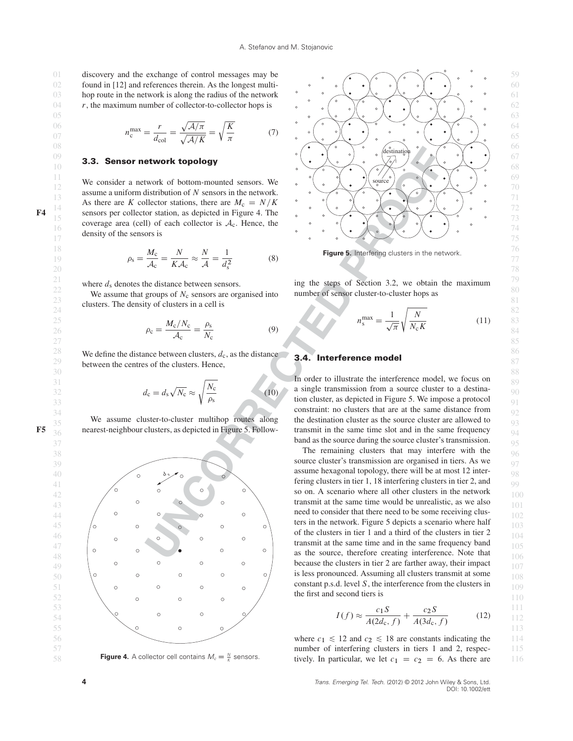discovery and the exchange of control messages may be found in [12] and references therein. As the longest multihop route in the network is along the radius of the network $r$, the maximum number of collector-to-collector hops is

$$n_c^{\max} = \frac{r}{d_{\text{col}}} = \frac{\sqrt{\mathcal{A}/\pi}}{\sqrt{\mathcal{A}/K}} = \sqrt{\frac{K}{\pi}} \tag{7}$$

### 3.3. Sensor network topology

We consider a network of bottom-mounted sensors. We assume a uniform distribution of $N$ sensors in the network. As there are $K$ collector stations, there are $M_c = N/K$ sensors per collector station, as depicted in Figure 4. The coverage area (cell) of each collector is $\mathcal{A}_c$. Hence, the density of the sensors is

$$\rho_s = \frac{M_c}{\mathcal{A}_c} = \frac{N}{K\mathcal{A}_c} \approx \frac{N}{\mathcal{A}} = \frac{1}{d_s^2} \tag{8}$$

where $d_s$ denotes the distance between sensors.

We assume that groups of $N_c$ sensors are organised into clusters. The density of clusters in a cell is

$$\rho_c = \frac{M_c/N_c}{\mathcal{A}_c} = \frac{\rho_s}{N_c} \tag{9}$$

We define the distance between clusters, $d_c$, as the distance between the centres of the clusters. Hence,

$$d_c = d_s\sqrt{N_c} \approx \sqrt{\frac{N_c}{\rho_s}} \tag{10}$$

We assume cluster-to-cluster multihop routes along nearest-neighbour clusters, as depicted in Figure 5. Following the steps of Section 3.2, we obtain the maximum number of sensor cluster-to-cluster hops as

$$n_s^{\max} = \frac{1}{\sqrt{\pi}}\sqrt{\frac{N}{N_c K}} \tag{11}$$

**Figure 4.** A collector cell contains $M_c = \frac{N}{K}$ sensors.

**Figure 5.** Interfering clusters in the network.

### 3.4. Interference model

In order to illustrate the interference model, we focus on a single transmission from a source cluster to a destination cluster, as depicted in Figure 5. We impose a protocol constraint: no clusters that are at the same distance from the destination cluster as the source cluster are allowed to transmit in the same time slot and in the same frequency band as the source during the source cluster's transmission.

The remaining clusters that may interfere with the source cluster's transmission are organised in tiers. As we assume hexagonal topology, there will be at most 12 interfering clusters in tier 1, 18 interfering clusters in tier 2, and so on. A scenario where all other clusters in the network transmit at the same time would be unrealistic, as we also need to consider that there need to be some receiving clusters in the network. Figure 5 depicts a scenario where half of the clusters in tier 1 and a third of the clusters in tier 2 transmit at the same time and in the same frequency band as the source, therefore creating interference. Note that because the clusters in tier 2 are farther away, their impact is less pronounced. Assuming all clusters transmit at some constant p.s.d. level $S$, the interference from the clusters in the first and second tiers is

$$I(f) \approx \frac{c_1 S}{A(2d_c, f)} + \frac{c_2 S}{A(3d_c, f)} \tag{12}$$

where $c_1 \leqslant 12$ and $c_2 \leqslant 18$ are constants indicating the number of interfering clusters in tiers 1 and 2, respectively. In particular, we let $c_1 = c_2 = 6$. As there are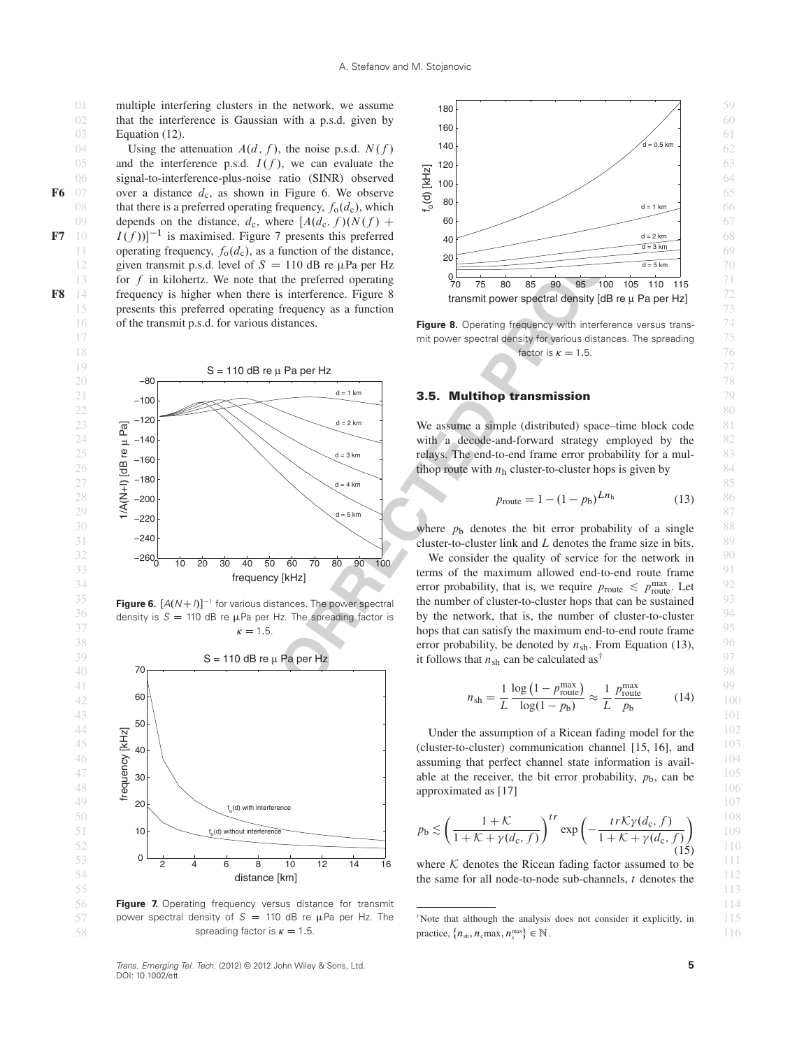multiple interfering clusters in the network, we assume that the interference is Gaussian with a p.s.d. given by Equation (12).

Using the attenuation $A(d, f)$, the noise p.s.d. $N(f)$ and the interference p.s.d. $I(f)$, we can evaluate the signal-to-interference-plus-noise ratio (SINR) observed over a distance $d_c$, as shown in Figure 6. We observe that there is a preferred operating frequency, $f_o(d_c)$, which depends on the distance, $d_c$, where $[A(d_c, f)(N(f) + I(f))]^{-1}$ is maximised. Figure 7 presents this preferred operating frequency, $f_o(d_c)$, as a function of the distance, given transmit p.s.d. level of $S = 110$ dB re μPa per Hz for $f$ in kilohertz. We note that the preferred operating frequency is higher when there is interference. Figure 8 presents this preferred operating frequency as a function of the transmit p.s.d. for various distances.

**Figure 6.** $[A(N+I)]^{-1}$ for various distances. The power spectral density is $S = 110$ dB re μPa per Hz. The spreading factor is $\kappa = 1.5$.

**Figure 7.** Operating frequency versus distance for transmit power spectral density of $S = 110$ dB re μPa per Hz. The spreading factor is $\kappa = 1.5$.

**Figure 8.** Operating frequency with interference versus transmit power spectral density for various distances. The spreading factor is $\kappa = 1.5$.

### 3.5. Multihop transmission

We assume a simple (distributed) space–time block code with a decode-and-forward strategy employed by the relays. The end-to-end frame error probability for a multihop route with $n_h$ cluster-to-cluster hops is given by

$$p_{\text{route}} = 1 - (1 - p_b)^{Ln_h} \tag{13}$$

where $p_b$ denotes the bit error probability of a single cluster-to-cluster link and $L$ denotes the frame size in bits.

We consider the quality of service for the network in terms of the maximum allowed end-to-end route frame error probability, that is, we require $p_{\text{route}} \leqslant p_{\text{route}}^{\max}$. Let the number of cluster-to-cluster hops that can be sustained by the network, that is, the number of cluster-to-cluster hops that can satisfy the maximum end-to-end route frame error probability, be denoted by $n_{sh}$. From Equation (13), it follows that $n_{sh}$ can be calculated as[†]

$$n_{sh} = \frac{1}{L} \frac{\log\left(1 - p_{\text{route}}^{\max}\right)}{\log(1 - p_b)} \approx \frac{1}{L} \frac{p_{\text{route}}^{\max}}{p_b} \tag{14}$$

Under the assumption of a Ricean fading model for the (cluster-to-cluster) communication channel [15, 16], and assuming that perfect channel state information is available at the receiver, the bit error probability, $p_b$, can be approximated as [17]

$$p_b \lesssim \left(\frac{1 + \mathcal{K}}{1 + \mathcal{K} + \gamma(d_c, f)}\right)^{tr} \exp\left(-\frac{tr\mathcal{K}\gamma(d_c, f)}{1 + \mathcal{K} + \gamma(d_c, f)}\right) \tag{15}$$

where $\mathcal{K}$ denotes the Ricean fading factor assumed to be the same for all node-to-node sub-channels, $t$ denotes the

[†]Note that although the analysis does not consider it explicitly, in practice, $\{n_{sh}, n_c\max, n_s^{\max}\} \in \mathbb{N}$.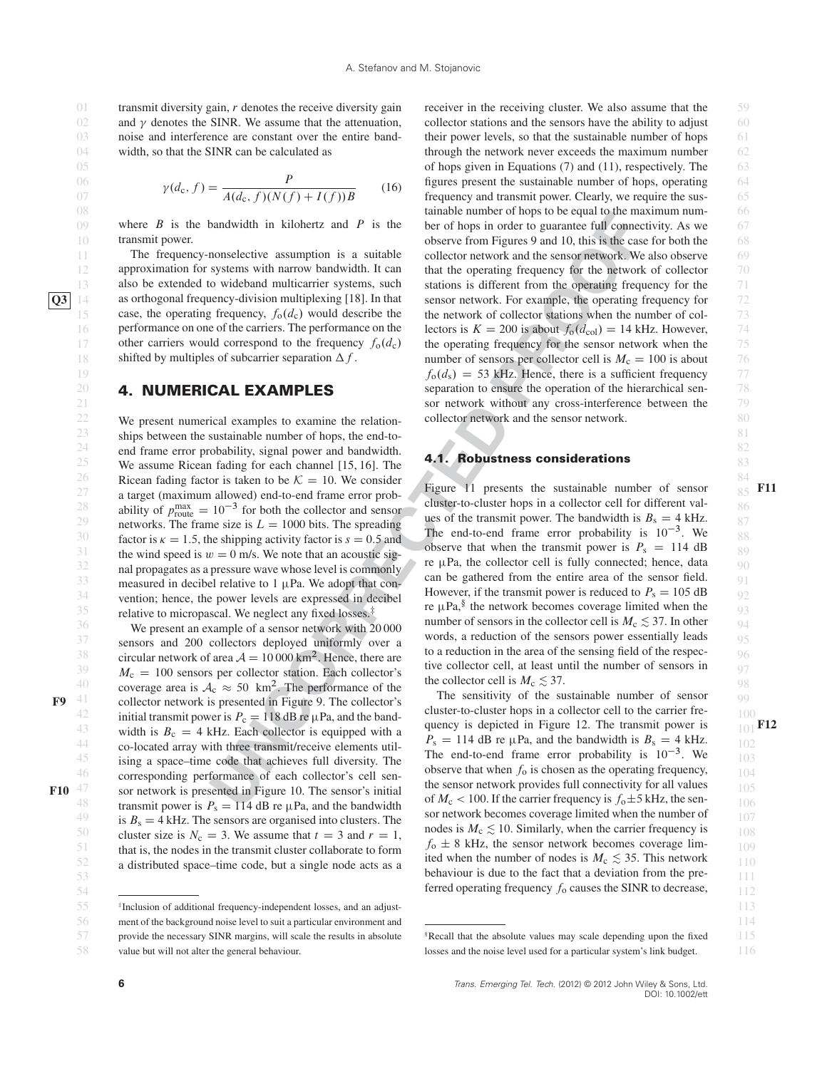transmit diversity gain, $r$ denotes the receive diversity gain and $\gamma$ denotes the SINR. We assume that the attenuation, noise and interference are constant over the entire bandwidth, so that the SINR can be calculated as

$$\gamma(d_c, f) = \frac{P}{A(d_c, f)(N(f) + I(f))B} \tag{16}$$

where $B$ is the bandwidth in kilohertz and $P$ is the transmit power.

The frequency-nonselective assumption is a suitable approximation for systems with narrow bandwidth. It can also be extended to wideband multicarrier systems, such as orthogonal frequency-division multiplexing [18]. In that case, the operating frequency, $f_o(d_c)$ would describe the performance on one of the carriers. The performance on the other carriers would correspond to the frequency $f_o(d_c)$ shifted by multiples of subcarrier separation $\Delta f$.

## 4. NUMERICAL EXAMPLES

We present numerical examples to examine the relationships between the sustainable number of hops, the end-to-end frame error probability, signal power and bandwidth. We assume Ricean fading for each channel [15, 16]. The Ricean fading factor is taken to be $\mathcal{K} = 10$. We consider a target (maximum allowed) end-to-end frame error probability of $p_{\text{route}}^{\max} = 10^{-3}$ for both the collector and sensor networks. The frame size is $L = 1000$ bits. The spreading factor is $\kappa = 1.5$, the shipping activity factor is $s = 0.5$ and the wind speed is $w = 0$ m/s. We note that an acoustic signal propagates as a pressure wave whose level is commonly measured in decibel relative to 1 μPa. We adopt that convention; hence, the power levels are expressed in decibel relative to micropascal. We neglect any fixed losses.[‡]

We present an example of a sensor network with 20 000 sensors and 200 collectors deployed uniformly over a circular network of area $\mathcal{A} = 10\,000$ km$^2$. Hence, there are $M_c = 100$ sensors per collector station. Each collector's coverage area is $\mathcal{A}_c \approx 50$ km$^2$. The performance of the collector network is presented in Figure 9. The collector's initial transmit power is $P_c = 118$ dB re μPa, and the bandwidth is $B_c = 4$ kHz. Each collector is equipped with a co-located array with three transmit/receive elements utilising a space–time code that achieves full diversity. The corresponding performance of each collector's cell sensor network is presented in Figure 10. The sensor's initial transmit power is $P_s = 114$ dB re μPa, and the bandwidth is $B_s = 4$ kHz. The sensors are organised into clusters. The cluster size is $N_c = 3$. We assume that $t = 3$ and $r = 1$, that is, the nodes in the transmit cluster collaborate to form a distributed space–time code, but a single node acts as a receiver in the receiving cluster. We also assume that the collector stations and the sensors have the ability to adjust their power levels, so that the sustainable number of hops through the network never exceeds the maximum number of hops given in Equations (7) and (11), respectively. The figures present the sustainable number of hops, operating frequency and transmit power. Clearly, we require the sustainable number of hops to be equal to the maximum number of hops in order to guarantee full connectivity. As we observe from Figures 9 and 10, this is the case for both the collector network and the sensor network. We also observe that the operating frequency for the network of collector stations is different from the operating frequency for the sensor network. For example, the operating frequency for the network of collector stations when the number of collectors is $K = 200$ is about $f_o(d_{\text{col}}) = 14$ kHz. However, the operating frequency for the sensor network when the number of sensors per collector cell is $M_c = 100$ is about $f_o(d_s) = 53$ kHz. Hence, there is a sufficient frequency separation to ensure the operation of the hierarchical sensor network without any cross-interference between the collector network and the sensor network.

### 4.1. Robustness considerations

Figure 11 presents the sustainable number of sensor cluster-to-cluster hops in a collector cell for different values of the transmit power. The bandwidth is $B_s = 4$ kHz. The end-to-end frame error probability is $10^{-3}$. We observe that when the transmit power is $P_s = 114$ dB re μPa, the collector cell is fully connected; hence, data can be gathered from the entire area of the sensor field. However, if the transmit power is reduced to $P_s = 105$ dB re μPa,[§] the network becomes coverage limited when the number of sensors in the collector cell is $M_c \lesssim 37$. In other words, a reduction of the sensors power essentially leads to a reduction in the area of the sensing field of the respective collector cell, at least until the number of sensors in the collector cell is $M_c \lesssim 37$.

The sensitivity of the sustainable number of sensor cluster-to-cluster hops in a collector cell to the carrier frequency is depicted in Figure 12. The transmit power is $P_s = 114$ dB re μPa, and the bandwidth is $B_s = 4$ kHz. The end-to-end frame error probability is $10^{-3}$. We observe that when $f_o$ is chosen as the operating frequency, the sensor network provides full connectivity for all values of $M_c < 100$. If the carrier frequency is $f_o \pm 5$ kHz, the sensor network becomes coverage limited when the number of nodes is $M_c \lesssim 10$. Similarly, when the carrier frequency is $f_o \pm 8$ kHz, the sensor network becomes coverage limited when the number of nodes is $M_c \lesssim 35$. This network behaviour is due to the fact that a deviation from the preferred operating frequency $f_o$ causes the SINR to decrease,

---

[‡] Inclusion of additional frequency-independent losses, and an adjustment of the background noise level to suit a particular environment and provide the necessary SINR margins, will scale the results in absolute value but will not alter the general behaviour.

[§] Recall that the absolute values may scale depending upon the fixed losses and the noise level used for a particular system's link budget.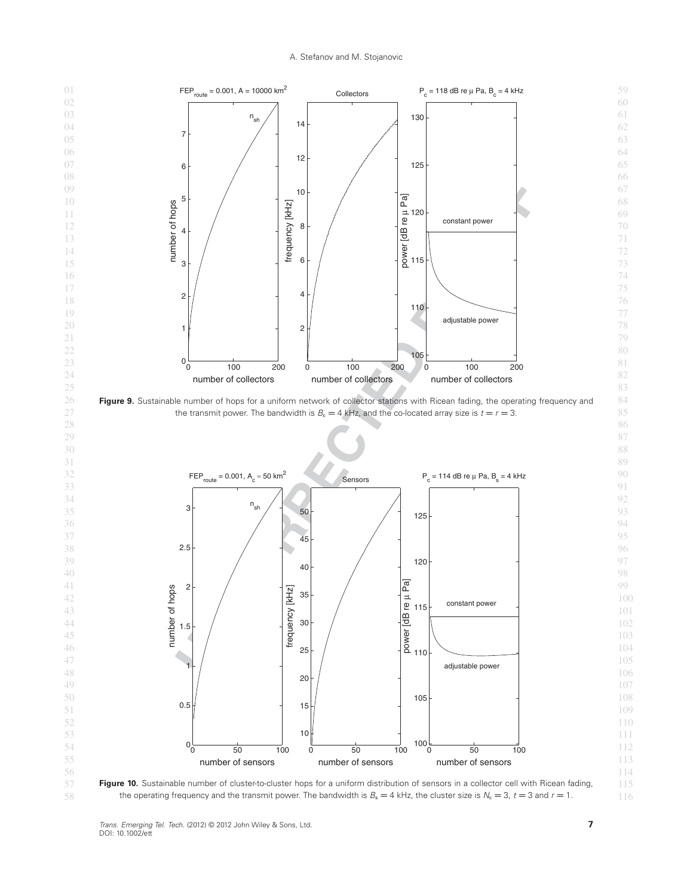**Figure 9.** Sustainable number of hops for a uniform network of collector stations with Ricean fading, the operating frequency and the transmit power. The bandwidth is $B_c = 4$ kHz, and the co-located array size is $t = r = 3$.

**Figure 10.** Sustainable number of cluster-to-cluster hops for a uniform distribution of sensors in a collector cell with Ricean fading, the operating frequency and the transmit power. The bandwidth is $B_s = 4$ kHz, the cluster size is $N_c = 3$, $t = 3$ and $r = 1$.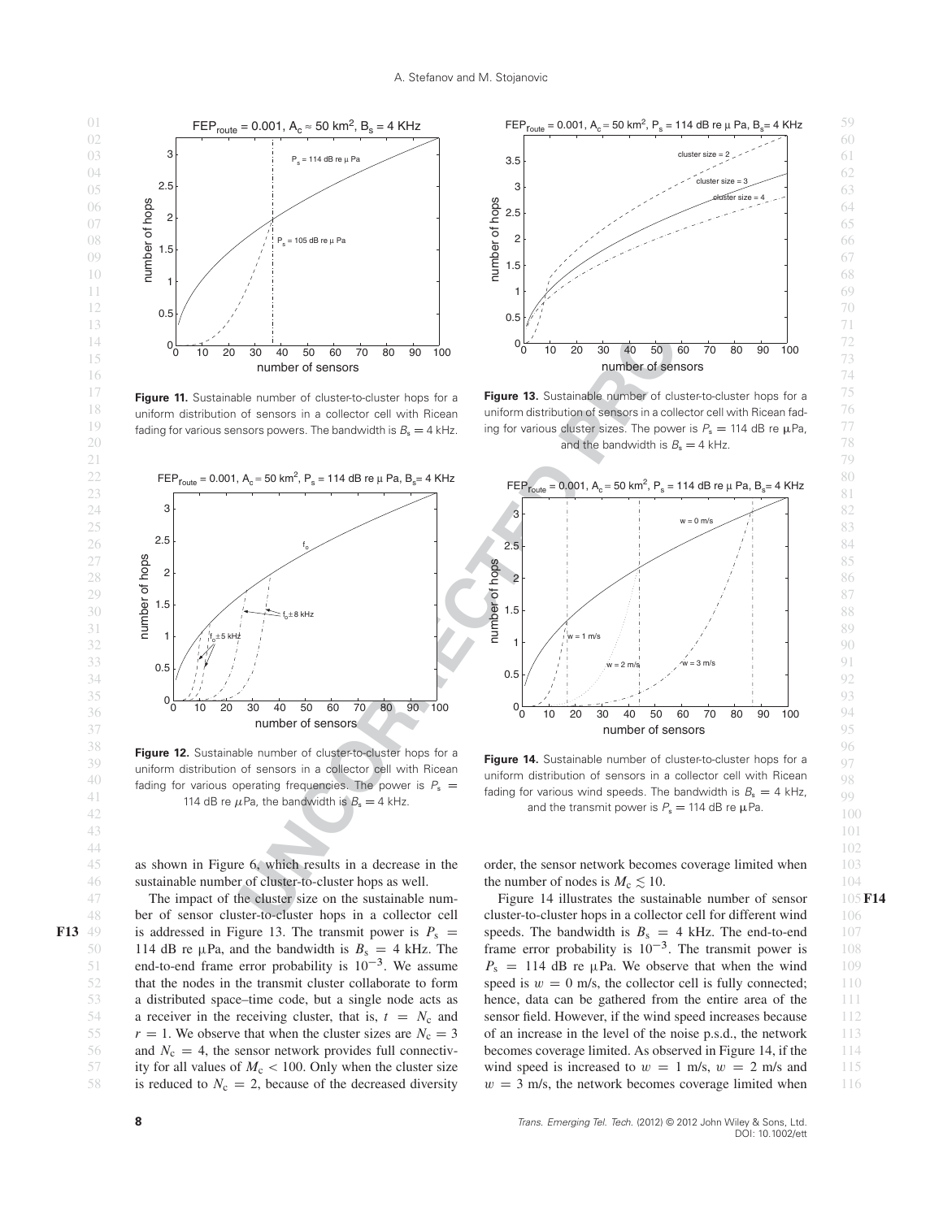Figure 11. Sustainable number of cluster-to-cluster hops for a uniform distribution of sensors in a collector cell with Ricean fading for various sensors powers. The bandwidth is $B_s = 4$ kHz.

Figure 12. Sustainable number of cluster-to-cluster hops for a uniform distribution of sensors in a collector cell with Ricean fading for various operating frequencies. The power is $P_s =$ 114 dB re $\mu$Pa, the bandwidth is $B_s = 4$ kHz.

Figure 13. Sustainable number of cluster-to-cluster hops for a uniform distribution of sensors in a collector cell with Ricean fading for various cluster sizes. The power is $P_s = 114$ dB re $\mu$Pa, and the bandwidth is $B_s = 4$ kHz.

Figure 14. Sustainable number of cluster-to-cluster hops for a uniform distribution of sensors in a collector cell with Ricean fading for various wind speeds. The bandwidth is $B_s = 4$ kHz, and the transmit power is $P_s = 114$ dB re $\mu$Pa.

as shown in Figure 6, which results in a decrease in the sustainable number of cluster-to-cluster hops as well.

The impact of the cluster size on the sustainable number of sensor cluster-to-cluster hops in a collector cell is addressed in Figure 13. The transmit power is $P_s =$ 114 dB re $\mu$Pa, and the bandwidth is $B_s = 4$ kHz. The end-to-end frame error probability is $10^{-3}$. We assume that the nodes in the transmit cluster collaborate to form a distributed space–time code, but a single node acts as a receiver in the receiving cluster, that is, $t = N_c$ and $r = 1$. We observe that when the cluster sizes are $N_c = 3$ and $N_c = 4$, the sensor network provides full connectivity for all values of $M_c < 100$. Only when the cluster size is reduced to $N_c = 2$, because of the decreased diversity order, the sensor network becomes coverage limited when the number of nodes is $M_c \lesssim 10$.

Figure 14 illustrates the sustainable number of sensor cluster-to-cluster hops in a collector cell for different wind speeds. The bandwidth is $B_s = 4$ kHz. The end-to-end frame error probability is $10^{-3}$. The transmit power is $P_s = 114$ dB re $\mu$Pa. We observe that when the wind speed is $w = 0$ m/s, the collector cell is fully connected; hence, data can be gathered from the entire area of the sensor field. However, if the wind speed increases because of an increase in the level of the noise p.s.d., the network becomes coverage limited. As observed in Figure 14, if the wind speed is increased to $w = 1$ m/s, $w = 2$ m/s and $w = 3$ m/s, the network becomes coverage limited when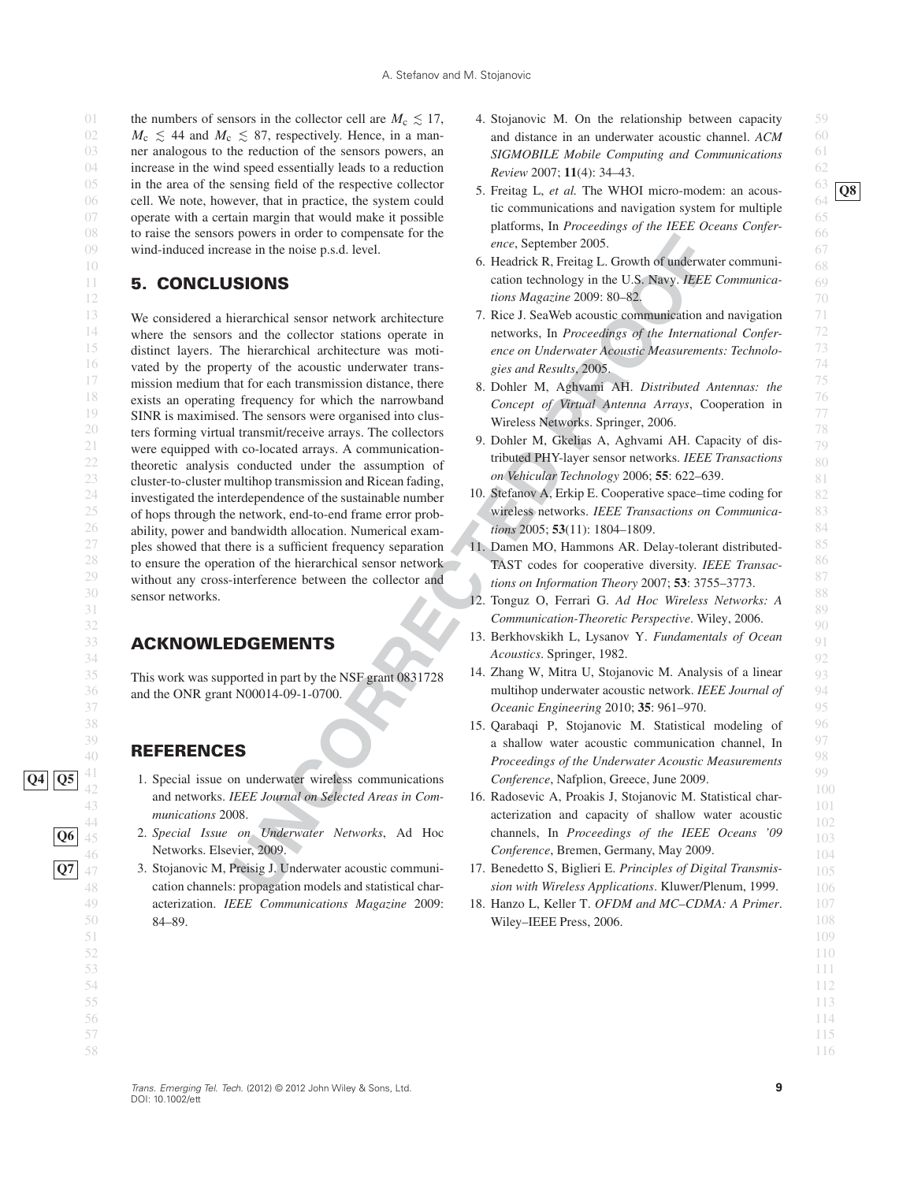the numbers of sensors in the collector cell are $M_c \lesssim 17$, $M_c \lesssim 44$ and $M_c \lesssim 87$, respectively. Hence, in a manner analogous to the reduction of the sensors powers, an increase in the wind speed essentially leads to a reduction in the area of the sensing field of the respective collector cell. We note, however, that in practice, the system could operate with a certain margin that would make it possible to raise the sensors powers in order to compensate for the wind-induced increase in the noise p.s.d. level.

## 5. CONCLUSIONS

We considered a hierarchical sensor network architecture where the sensors and the collector stations operate in distinct layers. The hierarchical architecture was motivated by the property of the acoustic underwater transmission medium that for each transmission distance, there exists an operating frequency for which the narrowband SINR is maximised. The sensors were organised into clusters forming virtual transmit/receive arrays. The collectors were equipped with co-located arrays. A communication-theoretic analysis conducted under the assumption of cluster-to-cluster multihop transmission and Ricean fading, investigated the interdependence of the sustainable number of hops through the network, end-to-end frame error probability, power and bandwidth allocation. Numerical examples showed that there is a sufficient frequency separation to ensure the operation of the hierarchical sensor network without any cross-interference between the collector and sensor networks.

## ACKNOWLEDGEMENTS

This work was supported in part by the NSF grant 0831728 and the ONR grant N00014-09-1-0700.

## REFERENCES

1. Special issue on underwater wireless communications and networks. *IEEE Journal on Selected Areas in Communications* 2008.
2. *Special Issue on Underwater Networks*, Ad Hoc Networks. Elsevier, 2009.
3. Stojanovic M, Preisig J. Underwater acoustic communication channels: propagation models and statistical characterization. *IEEE Communications Magazine* 2009: 84–89.
4. Stojanovic M. On the relationship between capacity and distance in an underwater acoustic channel. *ACM SIGMOBILE Mobile Computing and Communications Review* 2007; **11**(4): 34–43.
5. Freitag L, *et al.* The WHOI micro-modem: an acoustic communications and navigation system for multiple platforms, In *Proceedings of the IEEE Oceans Conference*, September 2005.
6. Headrick R, Freitag L. Growth of underwater communication technology in the U.S. Navy. *IEEE Communications Magazine* 2009: 80–82.
7. Rice J. SeaWeb acoustic communication and navigation networks, In *Proceedings of the International Conference on Underwater Acoustic Measurements: Technologies and Results*, 2005.
8. Dohler M, Aghvami AH. *Distributed Antennas: the Concept of Virtual Antenna Arrays*, Cooperation in Wireless Networks. Springer, 2006.
9. Dohler M, Gkelias A, Aghvami AH. Capacity of distributed PHY-layer sensor networks. *IEEE Transactions on Vehicular Technology* 2006; **55**: 622–639.
10. Stefanov A, Erkip E. Cooperative space–time coding for wireless networks. *IEEE Transactions on Communications* 2005; **53**(11): 1804–1809.
11. Damen MO, Hammons AR. Delay-tolerant distributed-TAST codes for cooperative diversity. *IEEE Transactions on Information Theory* 2007; **53**: 3755–3773.
12. Tonguz O, Ferrari G. *Ad Hoc Wireless Networks: A Communication-Theoretic Perspective*. Wiley, 2006.
13. Berkhovskikh L, Lysanov Y. *Fundamentals of Ocean Acoustics*. Springer, 1982.
14. Zhang W, Mitra U, Stojanovic M. Analysis of a linear multihop underwater acoustic network. *IEEE Journal of Oceanic Engineering* 2010; **35**: 961–970.
15. Qarabaqi P, Stojanovic M. Statistical modeling of a shallow water acoustic communication channel, In *Proceedings of the Underwater Acoustic Measurements Conference*, Nafplion, Greece, June 2009.
16. Radosevic A, Proakis J, Stojanovic M. Statistical characterization and capacity of shallow water acoustic channels, In *Proceedings of the IEEE Oceans '09 Conference*, Bremen, Germany, May 2009.
17. Benedetto S, Biglieri E. *Principles of Digital Transmission with Wireless Applications*. Kluwer/Plenum, 1999.
18. Hanzo L, Keller T. *OFDM and MC–CDMA: A Primer*. Wiley–IEEE Press, 2006.